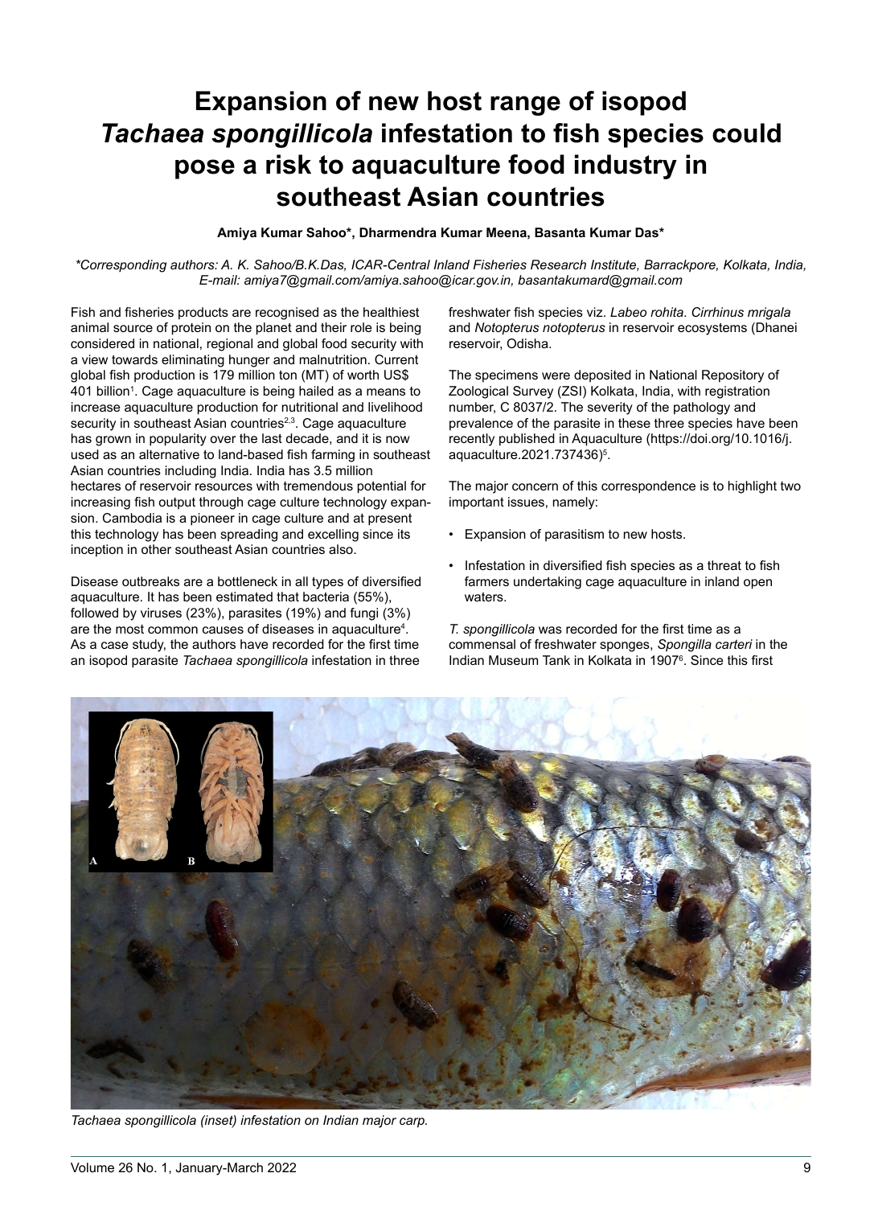# Expansion of new host range of isopod *Tachaea spongillicola* infestation to fish species could pose a risk to aquaculture food industry in southeast Asian countries

**Amiya Kumar Sahoo\*, Dharmendra Kumar Meena, Basanta Kumar Das\***

*\*Corresponding authors: A. K. Sahoo/B.K.Das, ICAR-Central Inland Fisheries Research Institute, Barrackpore, Kolkata, India, E-mail: amiya7@gmail.com/amiya.sahoo@icar.gov.in, basantakumard@gmail.com*

Fish and fisheries products are recognised as the healthiest animal source of protein on the planet and their role is being considered in national, regional and global food security with a view towards eliminating hunger and malnutrition. Current global fish production is 179 million ton (MT) of worth US$ 401 billion[1]. Cage aquaculture is being hailed as a means to increase aquaculture production for nutritional and livelihood security in southeast Asian countries[2,3]. Cage aquaculture has grown in popularity over the last decade, and it is now used as an alternative to land-based fish farming in southeast Asian countries including India. India has 3.5 million hectares of reservoir resources with tremendous potential for increasing fish output through cage culture technology expansion. Cambodia is a pioneer in cage culture and at present this technology has been spreading and excelling since its inception in other southeast Asian countries also.

Disease outbreaks are a bottleneck in all types of diversified aquaculture. It has been estimated that bacteria (55%), followed by viruses (23%), parasites (19%) and fungi (3%) are the most common causes of diseases in aquaculture[4]. As a case study, the authors have recorded for the first time an isopod parasite *Tachaea spongillicola* infestation in three freshwater fish species viz. *Labeo rohita*. *Cirrhinus mrigala* and *Notopterus notopterus* in reservoir ecosystems (Dhanei reservoir, Odisha.

The specimens were deposited in National Repository of Zoological Survey (ZSI) Kolkata, India, with registration number, C 8037/2. The severity of the pathology and prevalence of the parasite in these three species have been recently published in Aquaculture (https://doi.org/10.1016/j.aquaculture.2021.737436)[5].

The major concern of this correspondence is to highlight two important issues, namely:

- Expansion of parasitism to new hosts.
- Infestation in diversified fish species as a threat to fish farmers undertaking cage aquaculture in inland open waters.

*T. spongillicola* was recorded for the first time as a commensal of freshwater sponges, *Spongilla carteri* in the Indian Museum Tank in Kolkata in 1907[6]. Since this first

*Tachaea spongillicola (inset) infestation on Indian major carp.*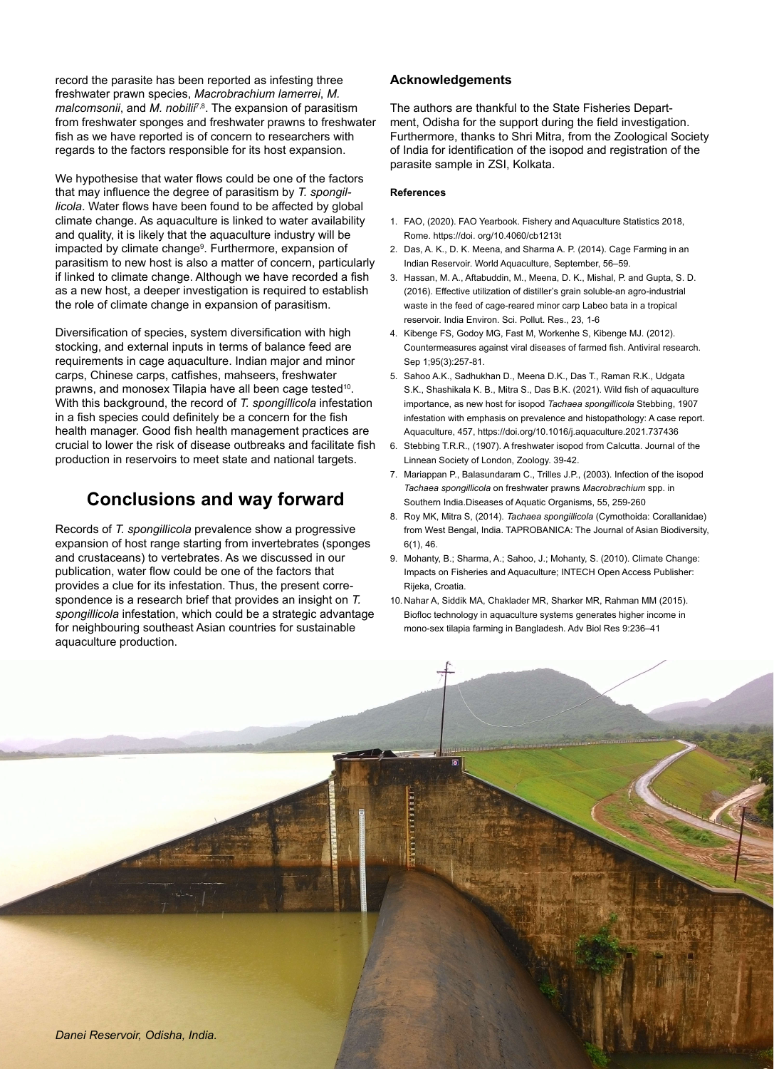record the parasite has been reported as infesting three freshwater prawn species, *Macrobrachium lamerrei*, *M. malcomsonii*, and *M. nobilii*[7,8]. The expansion of parasitism from freshwater sponges and freshwater prawns to freshwater fish as we have reported is of concern to researchers with regards to the factors responsible for its host expansion.

We hypothesise that water flows could be one of the factors that may influence the degree of parasitism by *T. spongillicola*. Water flows have been found to be affected by global climate change. As aquaculture is linked to water availability and quality, it is likely that the aquaculture industry will be impacted by climate change[9]. Furthermore, expansion of parasitism to new host is also a matter of concern, particularly if linked to climate change. Although we have recorded a fish as a new host, a deeper investigation is required to establish the role of climate change in expansion of parasitism.

Diversification of species, system diversification with high stocking, and external inputs in terms of balance feed are requirements in cage aquaculture. Indian major and minor carps, Chinese carps, catfishes, mahseers, freshwater prawns, and monosex Tilapia have all been cage tested[10]. With this background, the record of *T. spongillicola* infestation in a fish species could definitely be a concern for the fish health manager. Good fish health management practices are crucial to lower the risk of disease outbreaks and facilitate fish production in reservoirs to meet state and national targets.

## Conclusions and way forward

Records of *T. spongillicola* prevalence show a progressive expansion of host range starting from invertebrates (sponges and crustaceans) to vertebrates. As we discussed in our publication, water flow could be one of the factors that provides a clue for its infestation. Thus, the present correspondence is a research brief that provides an insight on *T. spongillicola* infestation, which could be a strategic advantage for neighbouring southeast Asian countries for sustainable aquaculture production.

### Acknowledgements

The authors are thankful to the State Fisheries Department, Odisha for the support during the field investigation. Furthermore, thanks to Shri Mitra, from the Zoological Society of India for identification of the isopod and registration of the parasite sample in ZSI, Kolkata.

#### References

1. FAO, (2020). FAO Yearbook. Fishery and Aquaculture Statistics 2018, Rome. https://doi. org/10.4060/cb1213t
2. Das, A. K., D. K. Meena, and Sharma A. P. (2014). Cage Farming in an Indian Reservoir. World Aquaculture, September, 56–59.
3. Hassan, M. A., Aftabuddin, M., Meena, D. K., Mishal, P. and Gupta, S. D. (2016). Effective utilization of distiller's grain soluble-an agro-industrial waste in the feed of cage-reared minor carp Labeo bata in a tropical reservoir. India Environ. Sci. Pollut. Res., 23, 1-6
4. Kibenge FS, Godoy MG, Fast M, Workenhe S, Kibenge MJ. (2012). Countermeasures against viral diseases of farmed fish. Antiviral research. Sep 1;95(3):257-81.
5. Sahoo A.K., Sadhukhan D., Meena D.K., Das T., Raman R.K., Udgata S.K., Shashikala K. B., Mitra S., Das B.K. (2021). Wild fish of aquaculture importance, as new host for isopod *Tachaea spongillicola* Stebbing, 1907 infestation with emphasis on prevalence and histopathology: A case report. Aquaculture, 457, https://doi.org/10.1016/j.aquaculture.2021.737436
6. Stebbing T.R.R., (1907). A freshwater isopod from Calcutta. Journal of the Linnean Society of London, Zoology. 39-42.
7. Mariappan P., Balasundaram C., Trilles J.P., (2003). Infection of the isopod *Tachaea spongillicola* on freshwater prawns *Macrobrachium* spp. in Southern India.Diseases of Aquatic Organisms, 55, 259-260
8. Roy MK, Mitra S, (2014). *Tachaea spongillicola* (Cymothoida: Corallanidae) from West Bengal, India. TAPROBANICA: The Journal of Asian Biodiversity, 6(1), 46.
9. Mohanty, B.; Sharma, A.; Sahoo, J.; Mohanty, S. (2010). Climate Change: Impacts on Fisheries and Aquaculture; INTECH Open Access Publisher: Rijeka, Croatia.
10. Nahar A, Siddik MA, Chaklader MR, Sharker MR, Rahman MM (2015). Biofloc technology in aquaculture systems generates higher income in mono-sex tilapia farming in Bangladesh. Adv Biol Res 9:236–41

*Danei Reservoir, Odisha, India.*